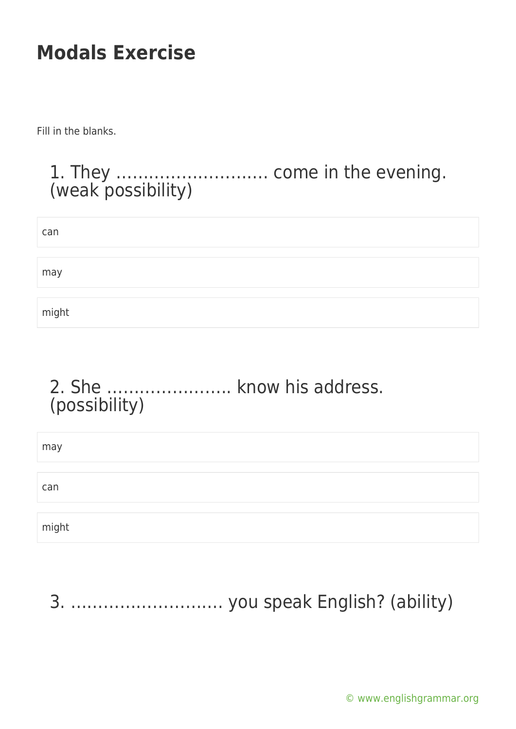# Modals Exercise

Fill in the blanks.

## 1. They ………………………. come in the evening. (weak possibility)

- can
- may
- might

## 2. She ………………….. know his address. (possibility)

- may
- can
- might

## 3. ………………………. you speak English? (ability)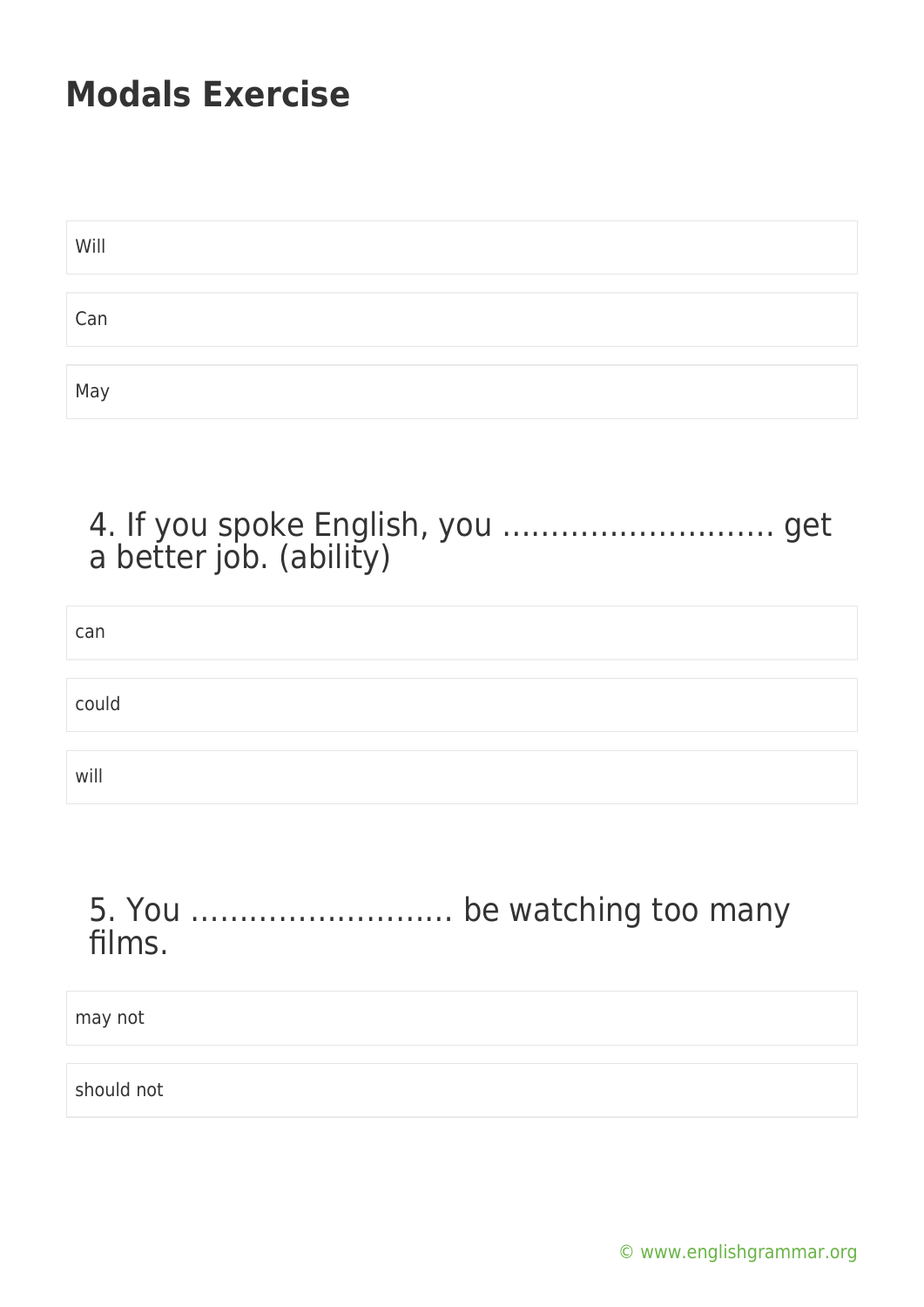# Modals Exercise

Will

Can

May

4. If you spoke English, you ………………………. get a better job. (ability)

can

could

will

5. You ……………………… be watching too many films.

may not

should not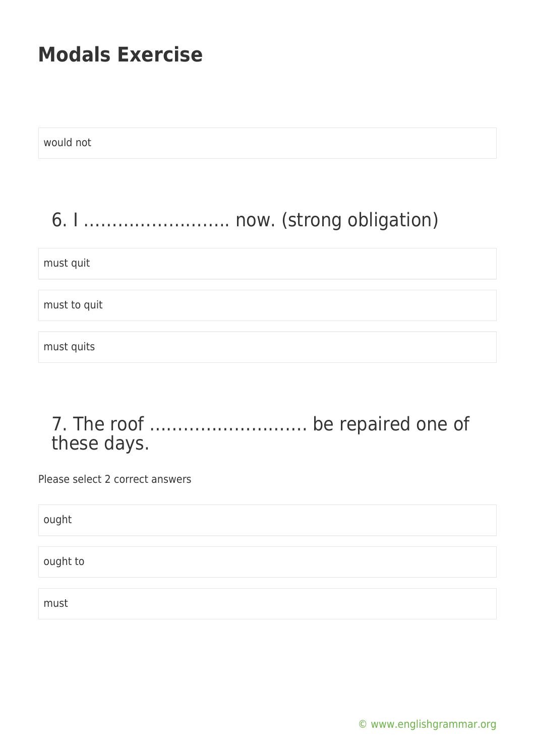# Modals Exercise

would not

## 6. I …………………….. now. (strong obligation)

must quit

must to quit

must quits

## 7. The roof ……………………… be repaired one of these days.

Please select 2 correct answers

ought

ought to

must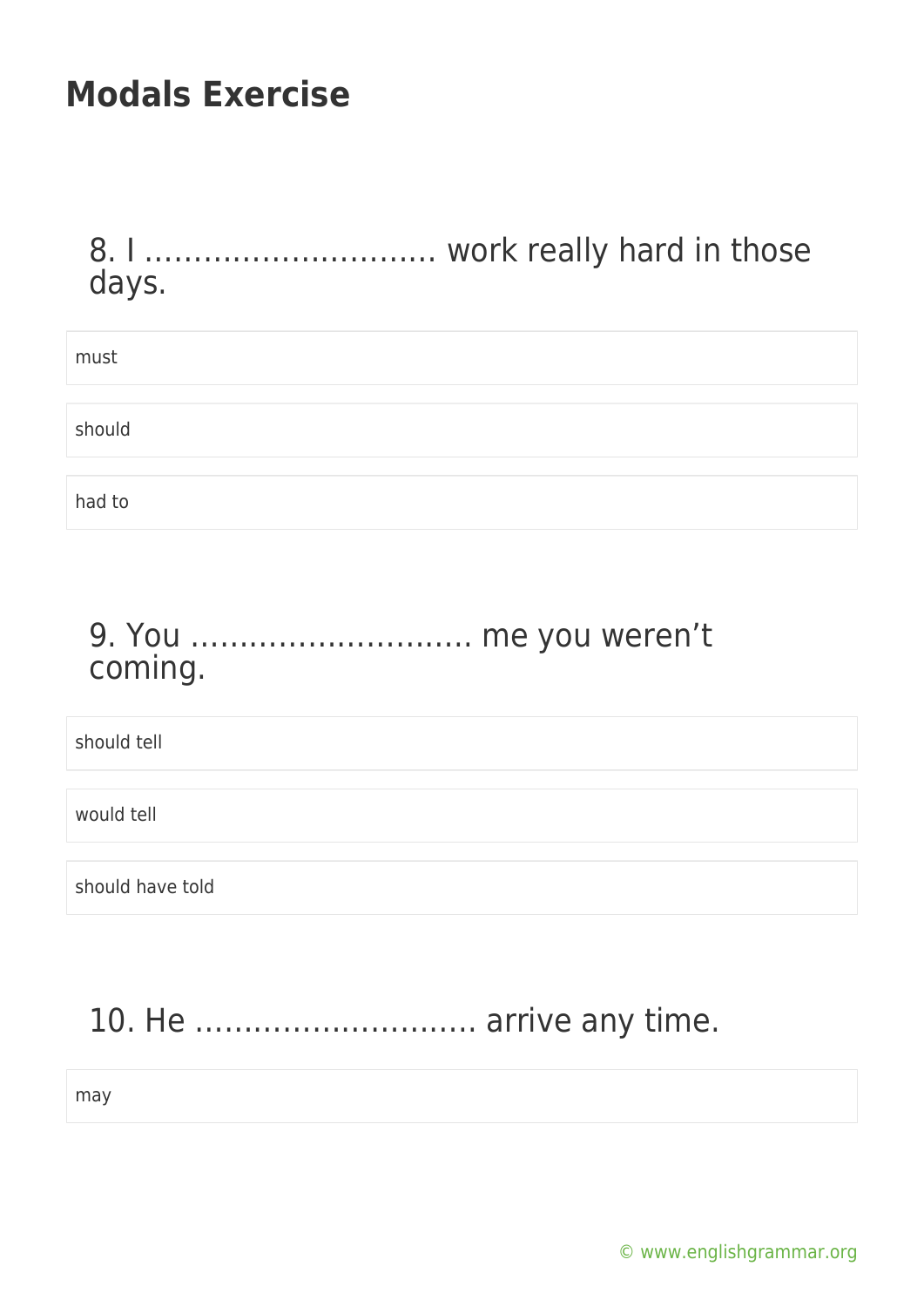# Modals Exercise

8. I ………………………… work really hard in those days.

- must
- should
- had to

9. You ………………………. me you weren't coming.

- should tell
- would tell
- should have told

10. He ………………………. arrive any time.

- may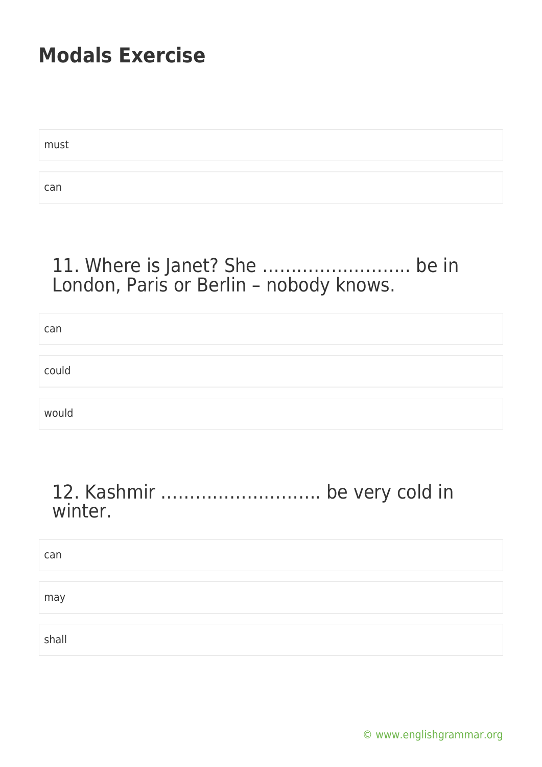# Modals Exercise

must

can

## 11. Where is Janet? She …………………….. be in London, Paris or Berlin – nobody knows.

can

could

would

## 12. Kashmir ……………………… be very cold in winter.

can

may

shall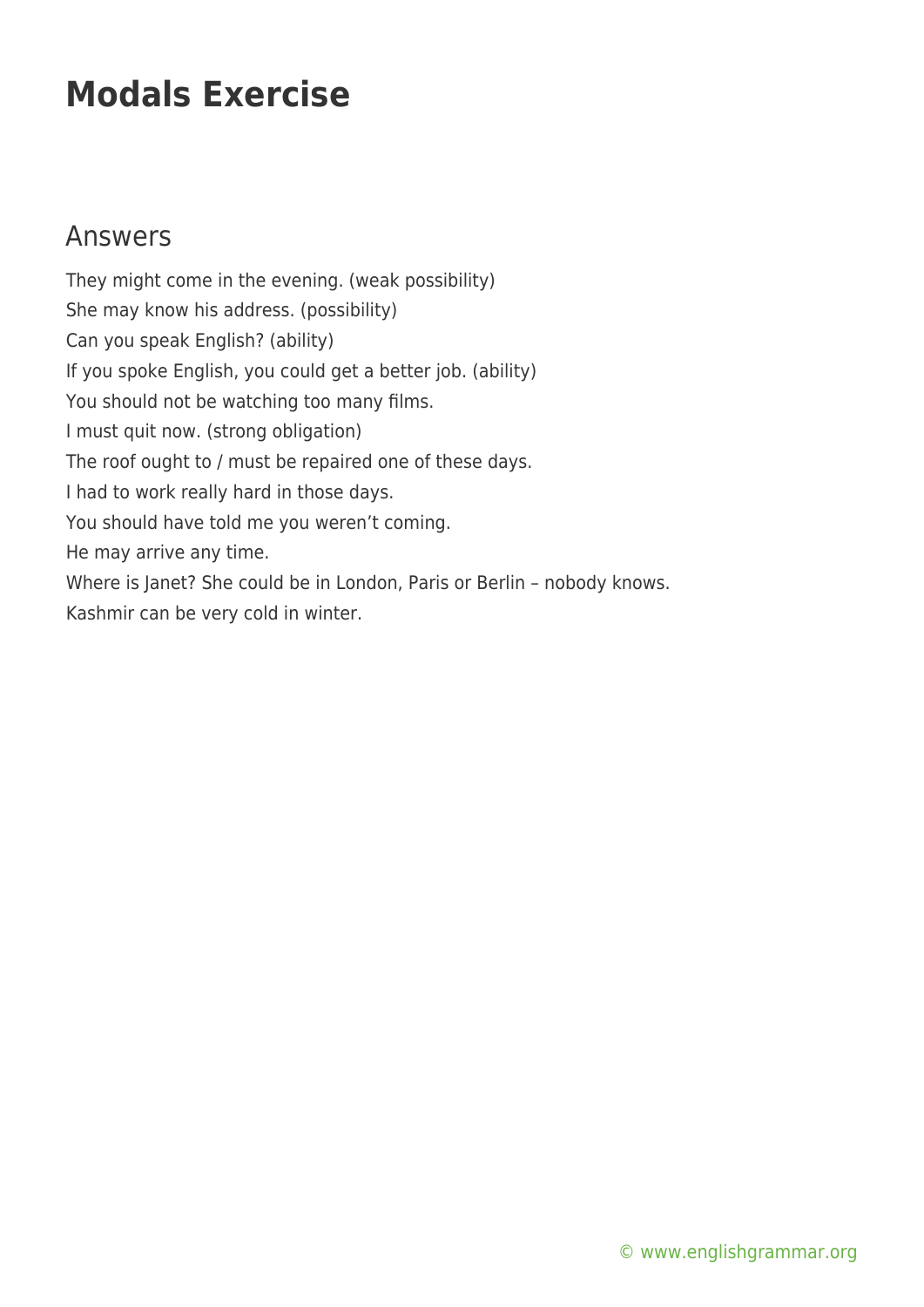# Modals Exercise

## Answers

They might come in the evening. (weak possibility)

She may know his address. (possibility)

Can you speak English? (ability)

If you spoke English, you could get a better job. (ability)

You should not be watching too many films.

I must quit now. (strong obligation)

The roof ought to / must be repaired one of these days.

I had to work really hard in those days.

You should have told me you weren't coming.

He may arrive any time.

Where is Janet? She could be in London, Paris or Berlin – nobody knows.

Kashmir can be very cold in winter.